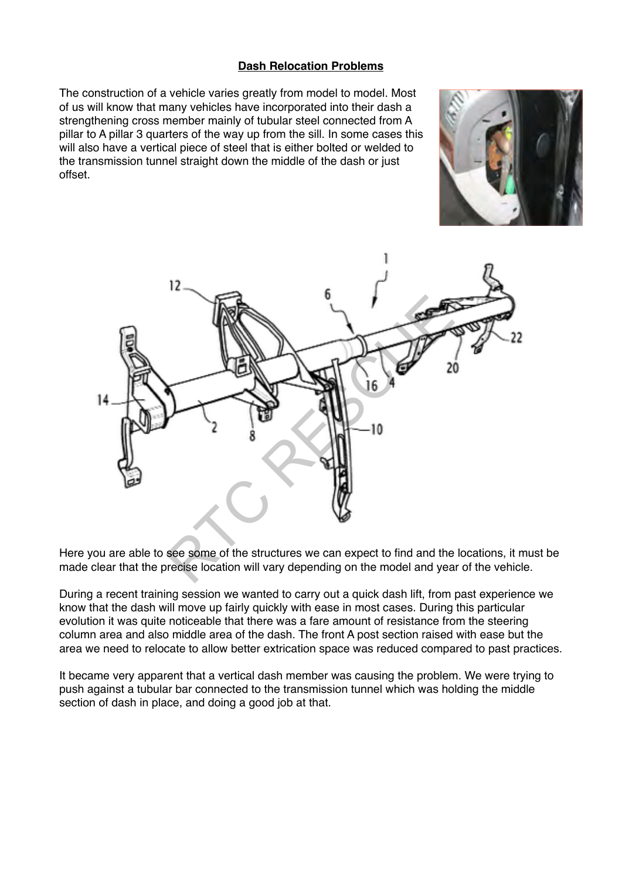## Dash Relocation Problems

The construction of a vehicle varies greatly from model to model. Most of us will know that many vehicles have incorporated into their dash a strengthening cross member mainly of tubular steel connected from A pillar to A pillar 3 quarters of the way up from the sill. In some cases this will also have a vertical piece of steel that is either bolted or welded to the transmission tunnel straight down the middle of the dash or just offset.

Here you are able to see some of the structures we can expect to find and the locations, it must be made clear that the precise location will vary depending on the model and year of the vehicle.

During a recent training session we wanted to carry out a quick dash lift, from past experience we know that the dash will move up fairly quickly with ease in most cases. During this particular evolution it was quite noticeable that there was a fare amount of resistance from the steering column area and also middle area of the dash. The front A post section raised with ease but the area we need to relocate to allow better extrication space was reduced compared to past practices.

It became very apparent that a vertical dash member was causing the problem. We were trying to push against a tubular bar connected to the transmission tunnel which was holding the middle section of dash in place, and doing a good job at that.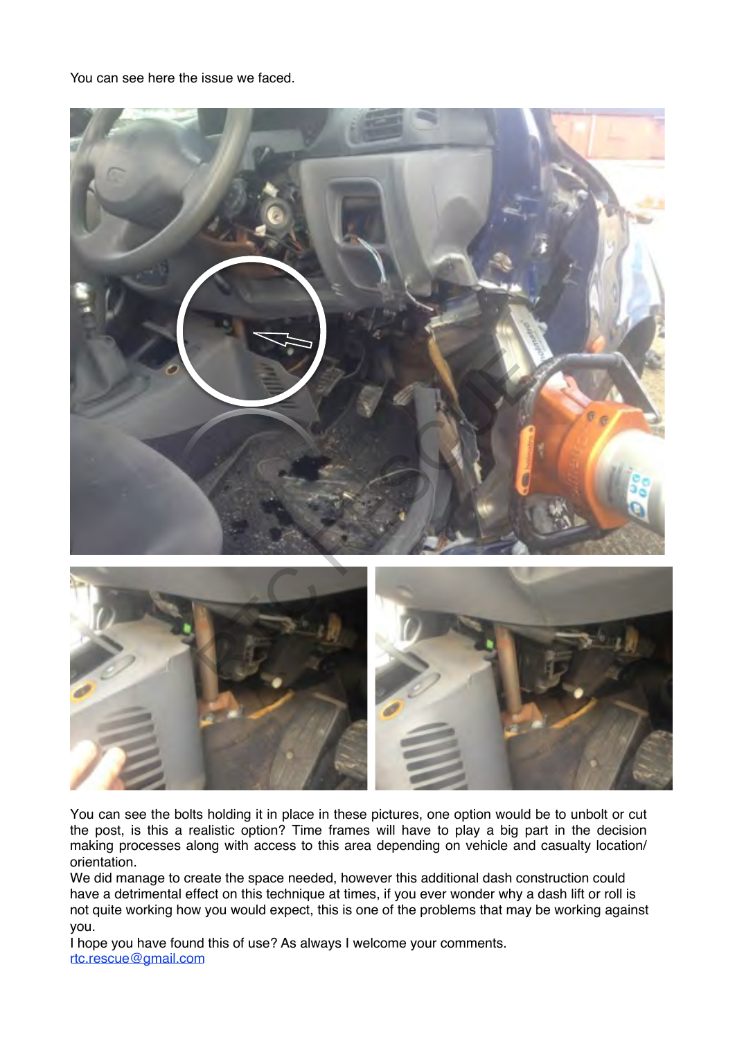You can see here the issue we faced.

You can see the bolts holding it in place in these pictures, one option would be to unbolt or cut the post, is this a realistic option? Time frames will have to play a big part in the decision making processes along with access to this area depending on vehicle and casualty location/orientation.

We did manage to create the space needed, however this additional dash construction could have a detrimental effect on this technique at times, if you ever wonder why a dash lift or roll is not quite working how you would expect, this is one of the problems that may be working against you.

I hope you have found this of use? As always I welcome your comments.

rtc.rescue@gmail.com